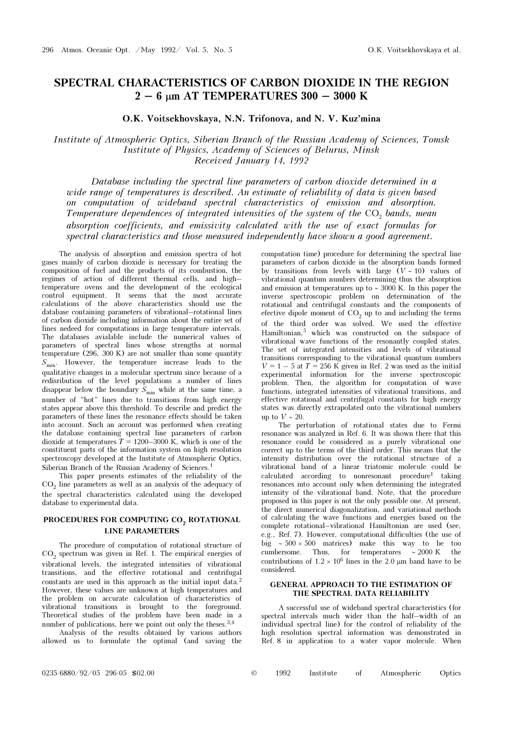# SPECTRAL CHARACTERISTICS OF CARBON DIOXIDE IN THE REGION 2 – 6 μm AT TEMPERATURES 300 – 3000 K

**O.K. Voitsekhovskaya, N.N. Trifonova, and N. V. Kuz'mina**

*Institute of Atmospheric Optics, Siberian Branch of the Russian Academy of Sciences, Tomsk*
*Institute of Physics, Academy of Sciences of Belurus, Minsk*
*Received January 14, 1992*

*Database including the spectral line parameters of carbon dioxide determined in a wide range of temperatures is described. An estimate of reliability of data is given based on computation of wideband spectral characteristics of emission and absorption. Temperature dependences of integrated intensities of the system of the $CO_2$ bands, mean absorption coefficients, and emissivity calculated with the use of exact formulas for spectral characteristics and those measured independently have shown a good agreement.*

The analysis of absorption and emission spectra of hot gases mainly of carbon dioxide is necessary for treating the composition of fuel and the products of its combustion, the regimes of action of different thermal cells, and high–temperature ovens and the development of the ecological control equipment. It seems that the most accurate calculations of the above characteristics should use the database containing parameters of vibrational–rotational lines of carbon dioxide including information about the entire set of lines nedeed for computations in large temperature intervals. The databases avialable include the numerical values of parameters of spectral lines whose strengths at normal temperature (296, 300 K) are not smaller than some quantity $S_{min}$. However, the temperature increase leads to the qualitative changes in a molecular spectrum since because of a redisribution of the level populations a number of lines disappear below the boundary $S_{min}$ while at the same time, a number of "hot" lines due to transitions from high energy states appear above this threshold. To describe and predict the parameters of these lines the resonance effects should be taken into account. Such an account was performed when creating the database containing spectral line parameters of carbon dioxide at temperatures $T$ = 1200–3000 K, which is one of the constituent parts of the information system on high resolution spectroscopy developed at the Institute of Atmospheric Optics, Siberian Branch of the Russian Academy of Sciences.[1]

This paper presents estimates of the reliability of the $CO_2$ line parameters as well as an analysis of the adequacy of the spectral characteristics calculated using the developed database to experimental data.

## PROCEDURES FOR COMPUTING $CO_2$ ROTATIONAL LINE PARAMETERS

The procedure of computation of rotational structure of $CO_2$ spectrum was given in Ref. 1. The empirical energies of vibrational levels, the integrated intensities of vibrational transitions, and the effective rotational and centrifugal constants are used in this approach as the initial input data.[2] However, these values are unknown at high temperatures and the problem on accurate calculation of characteristics of vibrational transitions is brought to the foreground. Theoretical studies of the problem have been made in a number of publications, here we point out only the theses.[3,4]

Analysis of the results obtained by various authors allowed us to formulate the optimal (and saving the computation time) procedure for determining the spectral line parameters of carbon dioxide in the absorption bands formed by transitions from levels with large ($V$ ~ 10) values of vibrational quantum numbers determining thus the absorption and emission at temperatures up to ~ 3000 K. In this paper the inverse spectroscopic problem on determination of the rotational and centrifugal constants and the components of efective dipole moment of $CO_2$ up to and including the terms of the third order was solved. We used the effective Hamiltonian,[5] which was constructed on the subspace of vibrational wave functions of the resonantly coupled states. The set of integrated intensities and levels of vibrational transitions corresponding to the vibrational quantum numbers $V$ = 1 – 5 at $T$ = 256 K given in Ref. 2 was used as the initial experimental information for the inverse spectroscopic problem. Then, the algorithm for computation of wave functions, integrated intensities of vibrational transitions, and effective rotational and centrifugal constants for high energy states was directly extrapolated onto the vibrational numbers up to $V$ ~ 20.

The perturbation of rotational states due to Fermi resonance was analyzed in Ref. 6. It was shown there that this resonance could be considered as a purely vibrational one correct up to the terms of the third order. This means that the intensity distribution over the rotational structure of a vibrational band of a linear triatomic molecule could be calculated according to nonresonant procedure[1] taking resonances into account only when determining the integrated intensity of the vibrational band. Note, that the procedure proposed in this paper is not the only possible one. At present, the direct numerical diagonalization, and variational methods of calculating the wave functions and energies based on the complete rotational–vibrational Hamiltonian are used (see, e.g., Ref. 7). However, computational difficulties (the use of big ~ 500 × 500 matrices) make this way to be too cumbersome. Thus, for temperatures ~ 2000 K the contributions of $1.2 \times 10^6$ lines in the 2.0 μm band have to be considered.

## GENERAL APPROACH TO THE ESTIMATION OF THE SPECTRAL DATA RELIABILITY

A successful use of wideband spectral characteristics (for spectral intervals much wider than the half–width of an individual spectral line) for the control of reliability of the high resolution spectral information was demonstrated in Ref. 8 in application to a water vapor molecule. When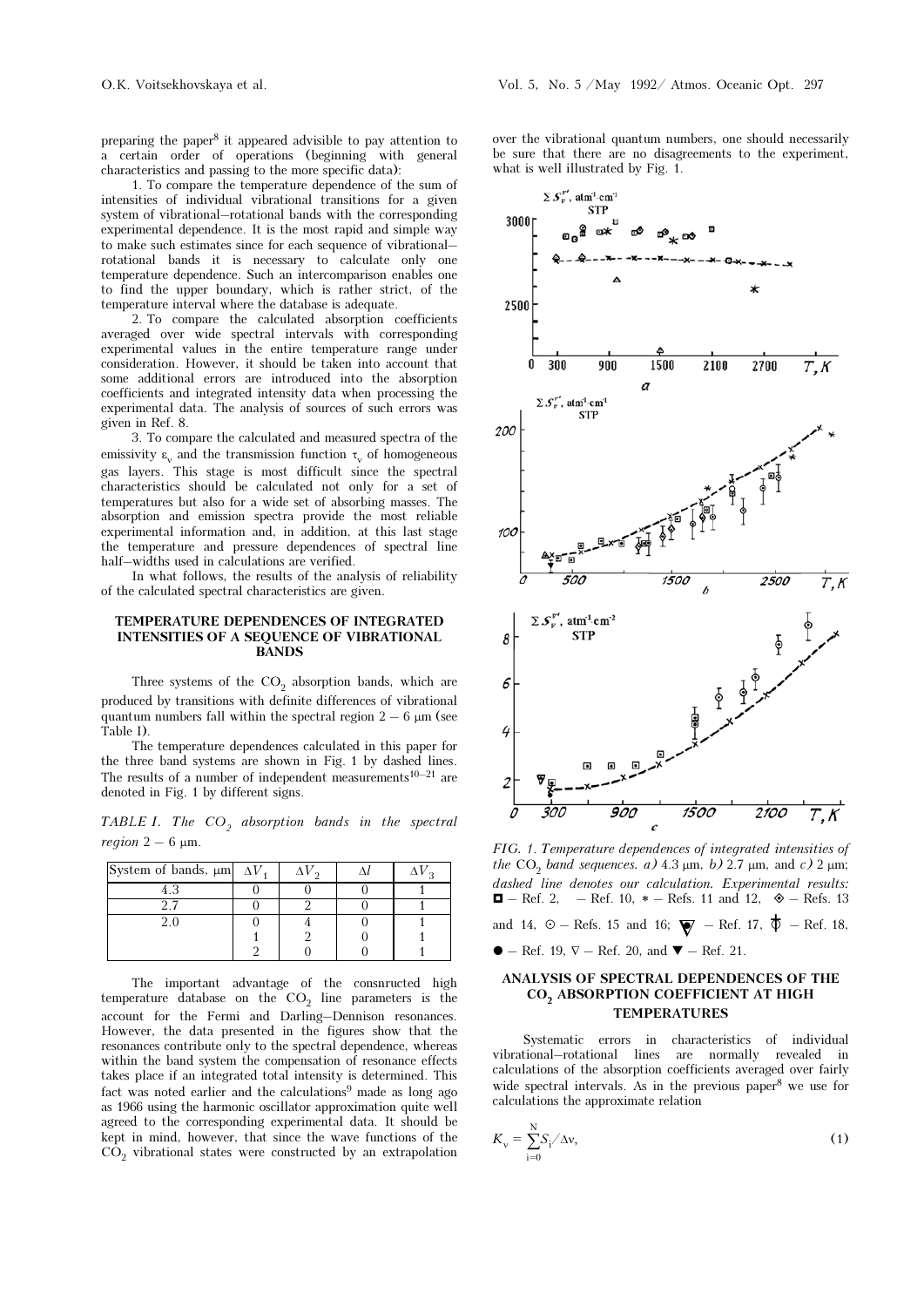preparing the paper[8] it appeared advisible to pay attention to a certain order of operations (beginning with general characteristics and passing to the more specific data):

1. To compare the temperature dependence of the sum of intensities of individual vibrational transitions for a given system of vibrational–rotational bands with the corresponding experimental dependence. It is the most rapid and simple way to make such estimates since for each sequence of vibrational–rotational bands it is necessary to calculate only one temperature dependence. Such an intercomparison enables one to find the upper boundary, which is rather strict, of the temperature interval where the database is adequate.

2. To compare the calculated absorption coefficients averaged over wide spectral intervals with corresponding experimental values in the entire temperature range under consideration. However, it should be taken into account that some additional errors are introduced into the absorption coefficients and integrated intensity data when processing the experimental data. The analysis of sources of such errors was given in Ref. 8.

3. To compare the calculated and measured spectra of the emissivity $\varepsilon_\nu$ and the transmission function $\tau_\nu$ of homogeneous gas layers. This stage is most difficult since the spectral characteristics should be calculated not only for a set of temperatures but also for a wide set of absorbing masses. The absorption and emission spectra provide the most reliable experimental information and, in addition, at this last stage the temperature and pressure dependences of spectral line half–widths used in calculations are verified.

In what follows, the results of the analysis of reliability of the calculated spectral characteristics are given.

## TEMPERATURE DEPENDENCES OF INTEGRATED INTENSITIES OF A SEQUENCE OF VIBRATIONAL BANDS

Three systems of the $CO_2$ absorption bands, which are produced by transitions with definite differences of vibrational quantum numbers fall within the spectral region 2 – 6 μm (see Table I).

The temperature dependences calculated in this paper for the three band systems are shown in Fig. 1 by dashed lines. The results of a number of independent measurements[10–21] are denoted in Fig. 1 by different signs.

*TABLE I. The $CO_2$ absorption bands in the spectral region 2 – 6 μm.*

| System of bands, μm | $\Delta V_1$ | $\Delta V_2$ | $\Delta l$ | $\Delta V_3$ |
|---|---|---|---|---|
| 4.3 | 0 | 0 | 0 | 1 |
| 2.7 | 0 | 2 | 0 | 1 |
| 2.0 | 0 | 4 | 0 | 1 |
| | 1 | 2 | 0 | 1 |
| | 2 | 0 | 0 | 1 |

The important advantage of the consnructed high temperature database on the $CO_2$ line parameters is the account for the Fermi and Darling–Dennison resonances. However, the data presented in the figures show that the resonances contribute only to the spectral dependence, whereas within the band system the compensation of resonance effects takes place if an integrated total intensity is determined. This fact was noted earlier and the calculations[9] made as long ago as 1966 using the harmonic oscillator approximation quite well agreed to the corresponding experimental data. It should be kept in mind, however, that since the wave functions of the $CO_2$ vibrational states were constructed by an extrapolation over the vibrational quantum numbers, one should necessarily be sure that there are no disagreements to the experiment, what is well illustrated by Fig. 1.

*FIG. 1. Temperature dependences of integrated intensities of the $CO_2$ band sequences. a) 4.3 μm, b) 2.7 μm, and c) 2 μm; dashed line denotes our calculation. Experimental results: ◘ – Ref. 2, – Ref. 10, ∗ – Refs. 11 and 12, ◈ – Refs. 13 and 14, ⊙ – Refs. 15 and 16; – Ref. 17, – Ref. 18, ● – Ref. 19, ∇ – Ref. 20, and ▼ – Ref. 21.*

## ANALYSIS OF SPECTRAL DEPENDENCES OF THE $CO_2$ ABSORPTION COEFFICIENT AT HIGH TEMPERATURES

Systematic errors in characteristics of individual vibrational–rotational lines are normally revealed in calculations of the absorption coefficients averaged over fairly wide spectral intervals. As in the previous paper[8] we use for calculations the approximate relation

$$K_\nu = \sum_{i=0}^{N} S_i / \Delta\nu, \tag{1}$$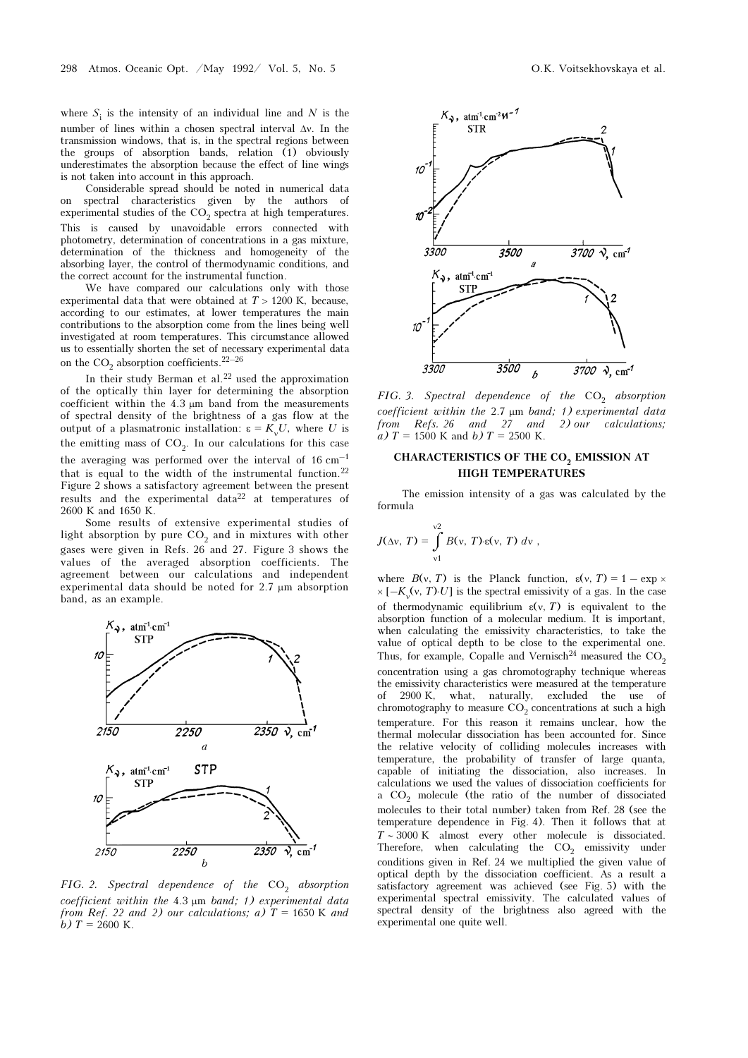where $S_i$ is the intensity of an individual line and $N$ is the number of lines within a chosen spectral interval $\Delta\nu$. In the transmission windows, that is, in the spectral regions between the groups of absorption bands, relation (1) obviously underestimates the absorption because the effect of line wings is not taken into account in this approach.

Considerable spread should be noted in numerical data on spectral characteristics given by the authors of experimental studies of the $CO_2$ spectra at high temperatures. This is caused by unavoidable errors connected with photometry, determination of concentrations in a gas mixture, determination of the thickness and homogeneity of the absorbing layer, the control of thermodynamic conditions, and the correct account for the instrumental function.

We have compared our calculations only with those experimental data that were obtained at $T > 1200$ K, because, according to our estimates, at lower temperatures the main contributions to the absorption come from the lines being well investigated at room temperatures. This circumstance allowed us to essentially shorten the set of necessary experimental data on the $CO_2$ absorption coefficients.[22–26]

In their study Berman et al.[22] used the approximation of the optically thin layer for determining the absorption coefficient within the 4.3 μm band from the measurements of spectral density of the brightness of a gas flow at the output of a plasmatronic installation: $\varepsilon = K_\nu U$, where $U$ is the emitting mass of $CO_2$. In our calculations for this case the averaging was performed over the interval of 16 cm$^{-1}$ that is equal to the width of the instrumental function.[22] Figure 2 shows a satisfactory agreement between the present results and the experimental data[22] at temperatures of 2600 K and 1650 K.

Some results of extensive experimental studies of light absorption by pure $CO_2$ and in mixtures with other gases were given in Refs. 26 and 27. Figure 3 shows the values of the averaged absorption coefficients. The agreement between our calculations and independent experimental data should be noted for 2.7 μm absorption band, as an example.

*FIG. 2. Spectral dependence of the $CO_2$ absorption coefficient within the 4.3 μm band; 1) experimental data from Ref. 22 and 2) our calculations; a) $T = 1650$ K and b) $T = 2600$ K.*

*FIG. 3. Spectral dependence of the $CO_2$ absorption coefficient within the 2.7 μm band; 1) experimental data from Refs. 26 and 27 and 2) our calculations; a) $T = 1500$ K and b) $T = 2500$ K.*

## CHARACTERISTICS OF THE $CO_2$ EMISSION AT HIGH TEMPERATURES

The emission intensity of a gas was calculated by the formula

$$J(\Delta\nu, T) = \int_{\nu 1}^{\nu 2} B(\nu, T)\cdot\varepsilon(\nu, T)\, d\nu ,$$

where $B(\nu, T)$ is the Planck function, $\varepsilon(\nu, T) = 1 - \exp \times [-K_\nu(\nu, T)\cdot U]$ is the spectral emissivity of a gas. In the case of thermodynamic equilibrium $\varepsilon(\nu, T)$ is equivalent to the absorption function of a molecular medium. It is important, when calculating the emissivity characteristics, to take the value of optical depth to be close to the experimental one. Thus, for example, Copalle and Vernisch[24] measured the $CO_2$ concentration using a gas chromotography technique whereas the emissivity characteristics were measured at the temperature of 2900 K, what, naturally, excluded the use of chromotography to measure $CO_2$ concentrations at such a high temperature. For this reason it remains unclear, how the thermal molecular dissociation has been accounted for. Since the relative velocity of colliding molecules increases with temperature, the probability of transfer of large quanta, capable of initiating the dissociation, also increases. In calculations we used the values of dissociation coefficients for a $CO_2$ molecule (the ratio of the number of dissociated molecules to their total number) taken from Ref. 28 (see the temperature dependence in Fig. 4). Then it follows that at $T \sim 3000$ K almost every other molecule is dissociated. Therefore, when calculating the $CO_2$ emissivity under conditions given in Ref. 24 we multiplied the given value of optical depth by the dissociation coefficient. As a result a satisfactory agreement was achieved (see Fig. 5) with the experimental spectral emissivity. The calculated values of spectral density of the brightness also agreed with the experimental one quite well.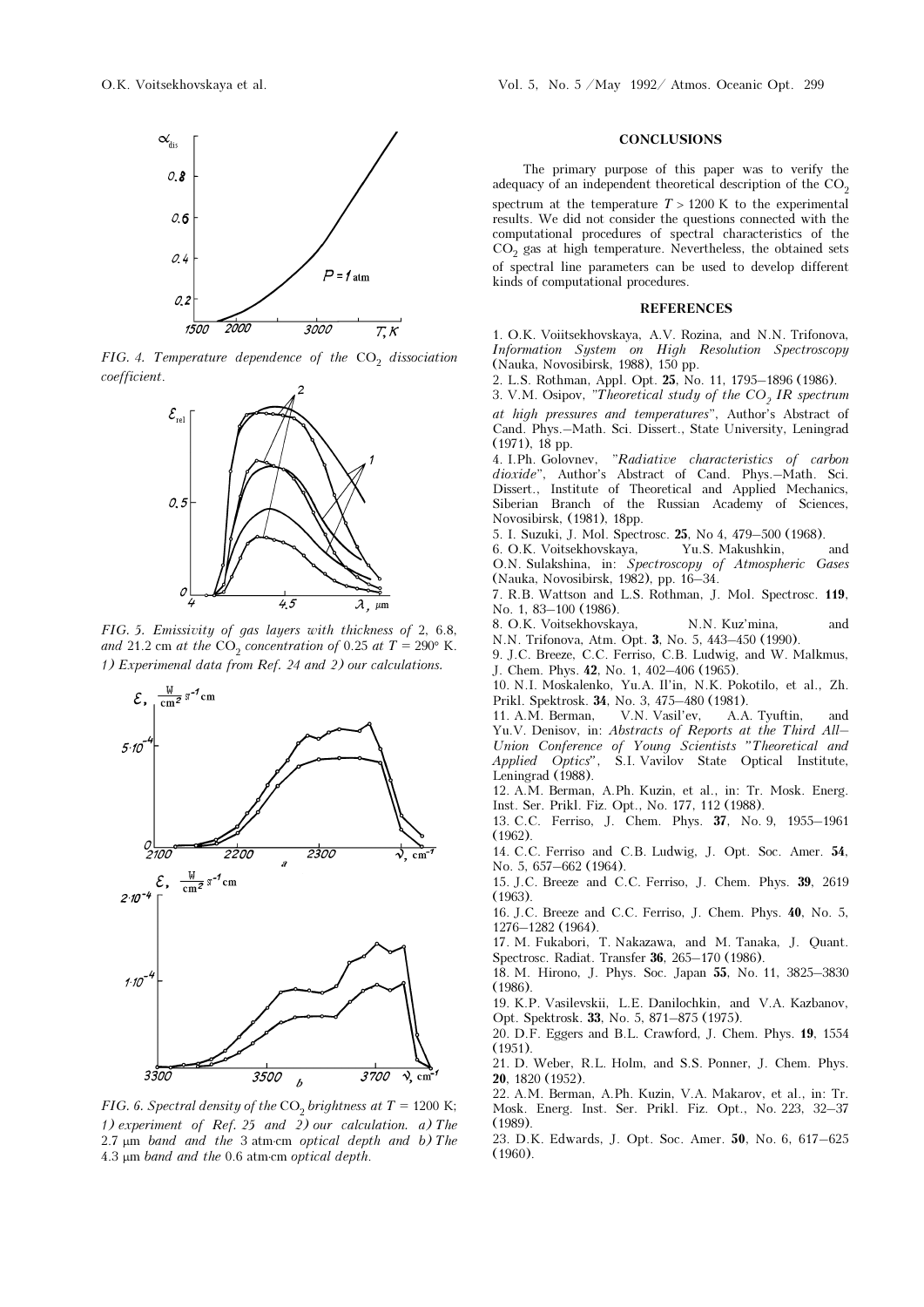FIG. 4. *Temperature dependence of the* $CO_2$ *dissociation coefficient.*

FIG. 5. *Emissivity of gas layers with thickness of* 2, 6.8, *and* 21.2 cm *at the* $CO_2$ *concentration of* 0.25 *at* $T = 290°$ K. *1) Experimental data from Ref. 24 and 2) our calculations.*

FIG. 6. *Spectral density of the* $CO_2$ *brightness at* $T = 1200$ K; *1) experiment of Ref. 25 and 2) our calculation. a) The* 2.7 μm *band and the* 3 atm·cm *optical depth and b) The* 4.3 μm *band and the* 0.6 atm·cm *optical depth.*

## CONCLUSIONS

The primary purpose of this paper was to verify the adequacy of an independent theoretical description of the $CO_2$ spectrum at the temperature $T > 1200$ K to the experimental results. We did not consider the questions connected with the computational procedures of spectral characteristics of the $CO_2$ gas at high temperature. Nevertheless, the obtained sets of spectral line parameters can be used to develop different kinds of computational procedures.

## REFERENCES

1. O.K. Voiitsekhovskaya, A.V. Rozina, and N.N. Trifonova, *Information System on High Resolution Spectroscopy* (Nauka, Novosibirsk, 1988), 150 pp.
2. L.S. Rothman, Appl. Opt. **25**, No. 11, 1795–1896 (1986).
3. V.M. Osipov, "*Theoretical study of the* $CO_2$ *IR spectrum at high pressures and temperatures*", Author's Abstract of Cand. Phys.–Math. Sci. Dissert., State University, Leningrad (1971), 18 pp.
4. I.Ph. Golovnev, "*Radiative characteristics of carbon dioxide*", Author's Abstract of Cand. Phys.–Math. Sci. Dissert., Institute of Theoretical and Applied Mechanics, Siberian Branch of the Russian Academy of Sciences, Novosibirsk, (1981), 18pp.
5. I. Suzuki, J. Mol. Spectrosc. **25**, No 4, 479–500 (1968).
6. O.K. Voitsekhovskaya, Yu.S. Makushkin, and O.N. Sulakshina, in: *Spectroscopy of Atmospheric Gases* (Nauka, Novosibirsk, 1982), pp. 16–34.
7. R.B. Wattson and L.S. Rothman, J. Mol. Spectrosc. **119**, No. 1, 83–100 (1986).
8. O.K. Voitsekhovskaya, N.N. Kuz'mina, and N.N. Trifonova, Atm. Opt. **3**, No. 5, 443–450 (1990).
9. J.C. Breeze, C.C. Ferriso, C.B. Ludwig, and W. Malkmus, J. Chem. Phys. **42**, No. 1, 402–406 (1965).
10. N.I. Moskalenko, Yu.A. Il'in, N.K. Pokotilo, et al., Zh. Prikl. Spektrosk. **34**, No. 3, 475–480 (1981).
11. A.M. Berman, V.N. Vasil'ev, A.A. Tyuftin, and Yu.V. Denisov, in: *Abstracts of Reports at the Third All–Union Conference of Young Scientists "Theoretical and Applied Optics"*, S.I. Vavilov State Optical Institute, Leningrad (1988).
12. A.M. Berman, A.Ph. Kuzin, et al., in: Tr. Mosk. Energ. Inst. Ser. Prikl. Fiz. Opt., No. 177, 112 (1988).
13. C.C. Ferriso, J. Chem. Phys. **37**, No. 9, 1955–1961 (1962).
14. C.C. Ferriso and C.B. Ludwig, J. Opt. Soc. Amer. **54**, No. 5, 657–662 (1964).
15. J.C. Breeze and C.C. Ferriso, J. Chem. Phys. **39**, 2619 (1963).
16. J.C. Breeze and C.C. Ferriso, J. Chem. Phys. **40**, No. 5, 1276–1282 (1964).
17. M. Fukabori, T. Nakazawa, and M. Tanaka, J. Quant. Spectrosc. Radiat. Transfer **36**, 265–170 (1986).
18. M. Hirono, J. Phys. Soc. Japan **55**, No. 11, 3825–3830 (1986).
19. K.P. Vasilevskii, L.E. Danilochkin, and V.A. Kazbanov, Opt. Spektrosk. **33**, No. 5, 871–875 (1975).
20. D.F. Eggers and B.L. Crawford, J. Chem. Phys. **19**, 1554 (1951).
21. D. Weber, R.L. Holm, and S.S. Ponner, J. Chem. Phys. **20**, 1820 (1952).
22. A.M. Berman, A.Ph. Kuzin, V.A. Makarov, et al., in: Tr. Mosk. Energ. Inst. Ser. Prikl. Fiz. Opt., No. 223, 32–37 (1989).
23. D.K. Edwards, J. Opt. Soc. Amer. **50**, No. 6, 617–625 (1960).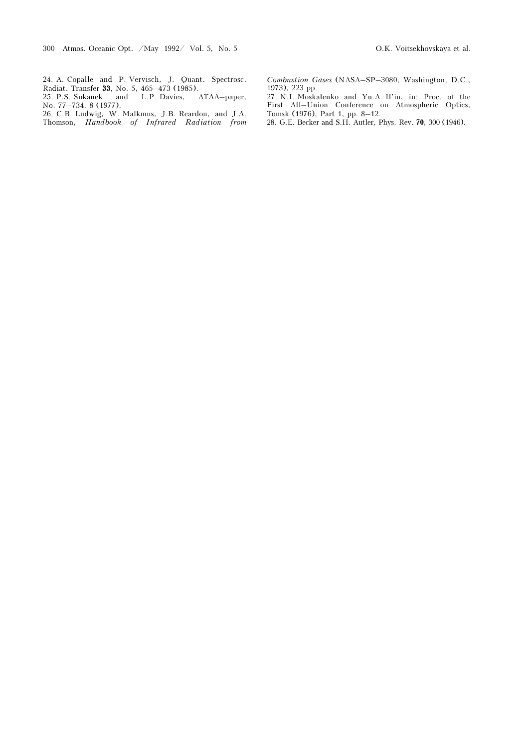24. A. Copalle and P. Vervisch, J. Quant. Spectrosc. Radiat. Transfer **33**, No. 5, 465–473 (1985).

25. P.S. Sukanek and L.P. Davies, ATAA–paper, No. 77–734, 8 (1977).

26. C.B. Ludwig, W. Malkmus, J.B. Reardon, and J.A. Thomson, *Handbook of Infrared Radiation from Combustion Gases* (NASA–SP–3080, Washington, D.C., 1973), 223 pp.

27. N.I. Moskalenko and Yu.A. Il'in, in: Proc. of the First All–Union Conference on Atmospheric Optics, Tomsk (1976), Part 1, pp. 8–12.

28. G.E. Becker and S.H. Autler, Phys. Rev. **70**, 300 (1946).